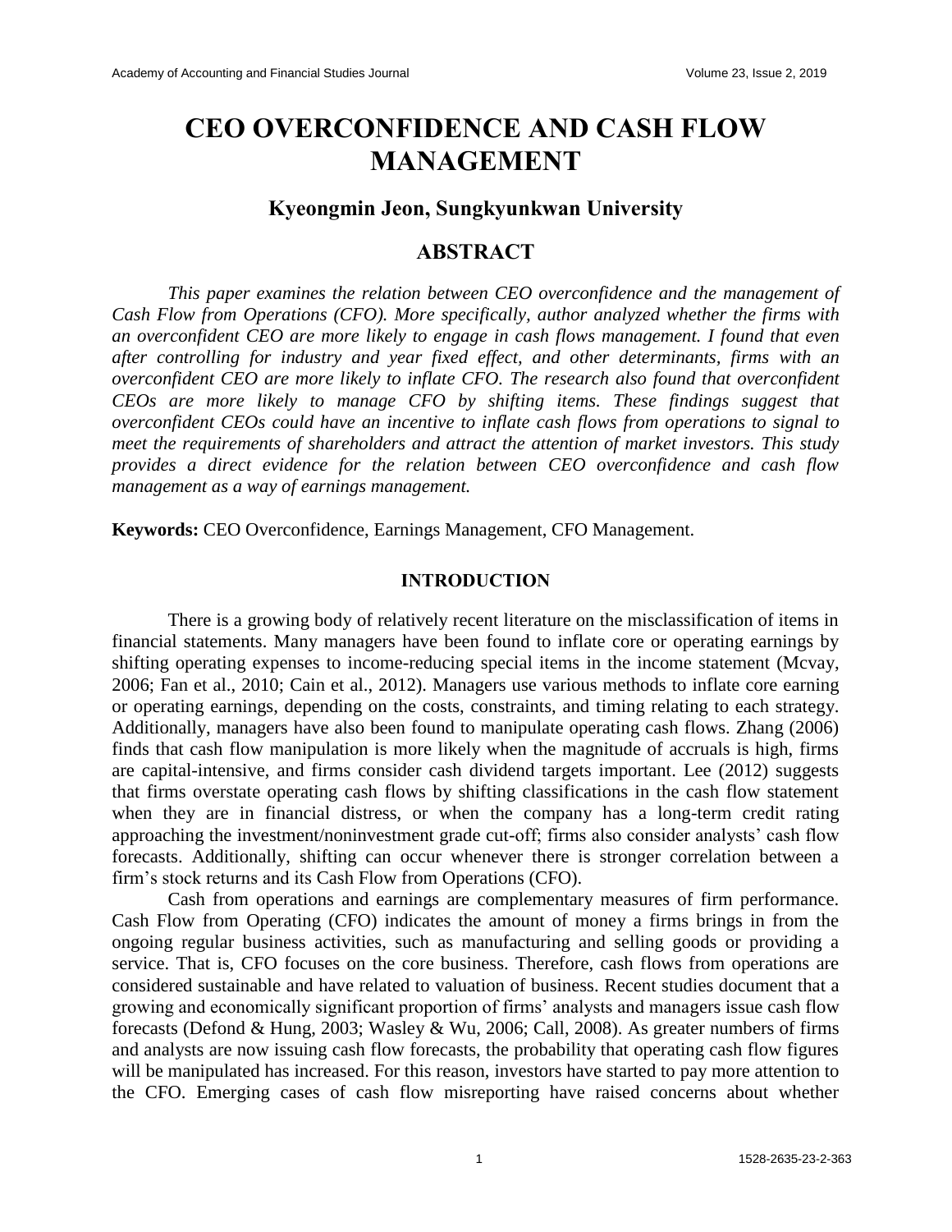# CEO OVERCONFIDENCE AND CASH FLOW MANAGEMENT

## Kyeongmin Jeon, Sungkyunkwan University

## ABSTRACT

*This paper examines the relation between CEO overconfidence and the management of Cash Flow from Operations (CFO). More specifically, author analyzed whether the firms with an overconfident CEO are more likely to engage in cash flows management. I found that even after controlling for industry and year fixed effect, and other determinants, firms with an overconfident CEO are more likely to inflate CFO. The research also found that overconfident CEOs are more likely to manage CFO by shifting items. These findings suggest that overconfident CEOs could have an incentive to inflate cash flows from operations to signal to meet the requirements of shareholders and attract the attention of market investors. This study provides a direct evidence for the relation between CEO overconfidence and cash flow management as a way of earnings management.*

**Keywords:** CEO Overconfidence, Earnings Management, CFO Management.

### INTRODUCTION

There is a growing body of relatively recent literature on the misclassification of items in financial statements. Many managers have been found to inflate core or operating earnings by shifting operating expenses to income-reducing special items in the income statement (Mcvay, 2006; Fan et al., 2010; Cain et al., 2012). Managers use various methods to inflate core earning or operating earnings, depending on the costs, constraints, and timing relating to each strategy. Additionally, managers have also been found to manipulate operating cash flows. Zhang (2006) finds that cash flow manipulation is more likely when the magnitude of accruals is high, firms are capital-intensive, and firms consider cash dividend targets important. Lee (2012) suggests that firms overstate operating cash flows by shifting classifications in the cash flow statement when they are in financial distress, or when the company has a long-term credit rating approaching the investment/noninvestment grade cut-off; firms also consider analysts' cash flow forecasts. Additionally, shifting can occur whenever there is stronger correlation between a firm's stock returns and its Cash Flow from Operations (CFO).

Cash from operations and earnings are complementary measures of firm performance. Cash Flow from Operating (CFO) indicates the amount of money a firms brings in from the ongoing regular business activities, such as manufacturing and selling goods or providing a service. That is, CFO focuses on the core business. Therefore, cash flows from operations are considered sustainable and have related to valuation of business. Recent studies document that a growing and economically significant proportion of firms' analysts and managers issue cash flow forecasts (Defond & Hung, 2003; Wasley & Wu, 2006; Call, 2008). As greater numbers of firms and analysts are now issuing cash flow forecasts, the probability that operating cash flow figures will be manipulated has increased. For this reason, investors have started to pay more attention to the CFO. Emerging cases of cash flow misreporting have raised concerns about whether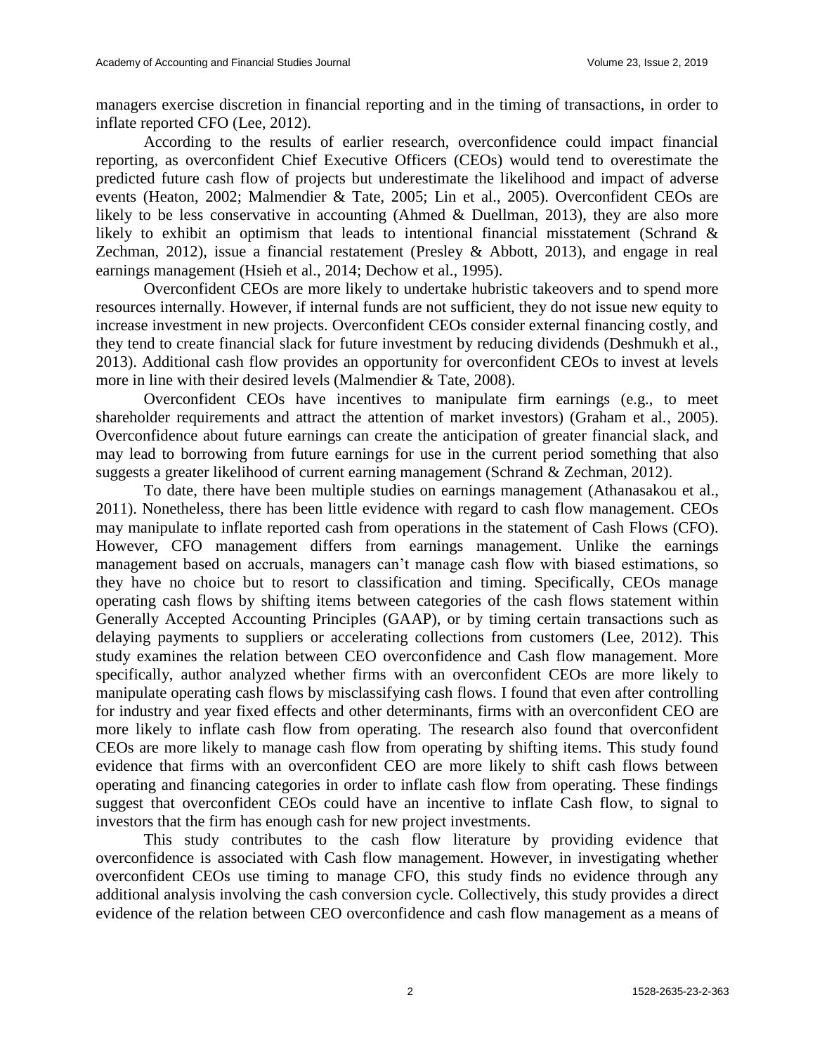managers exercise discretion in financial reporting and in the timing of transactions, in order to inflate reported CFO (Lee, 2012).

According to the results of earlier research, overconfidence could impact financial reporting, as overconfident Chief Executive Officers (CEOs) would tend to overestimate the predicted future cash flow of projects but underestimate the likelihood and impact of adverse events (Heaton, 2002; Malmendier & Tate, 2005; Lin et al., 2005). Overconfident CEOs are likely to be less conservative in accounting (Ahmed & Duellman, 2013), they are also more likely to exhibit an optimism that leads to intentional financial misstatement (Schrand & Zechman, 2012), issue a financial restatement (Presley & Abbott, 2013), and engage in real earnings management (Hsieh et al., 2014; Dechow et al., 1995).

Overconfident CEOs are more likely to undertake hubristic takeovers and to spend more resources internally. However, if internal funds are not sufficient, they do not issue new equity to increase investment in new projects. Overconfident CEOs consider external financing costly, and they tend to create financial slack for future investment by reducing dividends (Deshmukh et al., 2013). Additional cash flow provides an opportunity for overconfident CEOs to invest at levels more in line with their desired levels (Malmendier & Tate, 2008).

Overconfident CEOs have incentives to manipulate firm earnings (e.g., to meet shareholder requirements and attract the attention of market investors) (Graham et al., 2005). Overconfidence about future earnings can create the anticipation of greater financial slack, and may lead to borrowing from future earnings for use in the current period something that also suggests a greater likelihood of current earning management (Schrand & Zechman, 2012).

To date, there have been multiple studies on earnings management (Athanasakou et al., 2011). Nonetheless, there has been little evidence with regard to cash flow management. CEOs may manipulate to inflate reported cash from operations in the statement of Cash Flows (CFO). However, CFO management differs from earnings management. Unlike the earnings management based on accruals, managers can't manage cash flow with biased estimations, so they have no choice but to resort to classification and timing. Specifically, CEOs manage operating cash flows by shifting items between categories of the cash flows statement within Generally Accepted Accounting Principles (GAAP), or by timing certain transactions such as delaying payments to suppliers or accelerating collections from customers (Lee, 2012). This study examines the relation between CEO overconfidence and Cash flow management. More specifically, author analyzed whether firms with an overconfident CEOs are more likely to manipulate operating cash flows by misclassifying cash flows. I found that even after controlling for industry and year fixed effects and other determinants, firms with an overconfident CEO are more likely to inflate cash flow from operating. The research also found that overconfident CEOs are more likely to manage cash flow from operating by shifting items. This study found evidence that firms with an overconfident CEO are more likely to shift cash flows between operating and financing categories in order to inflate cash flow from operating. These findings suggest that overconfident CEOs could have an incentive to inflate Cash flow, to signal to investors that the firm has enough cash for new project investments.

This study contributes to the cash flow literature by providing evidence that overconfidence is associated with Cash flow management. However, in investigating whether overconfident CEOs use timing to manage CFO, this study finds no evidence through any additional analysis involving the cash conversion cycle. Collectively, this study provides a direct evidence of the relation between CEO overconfidence and cash flow management as a means of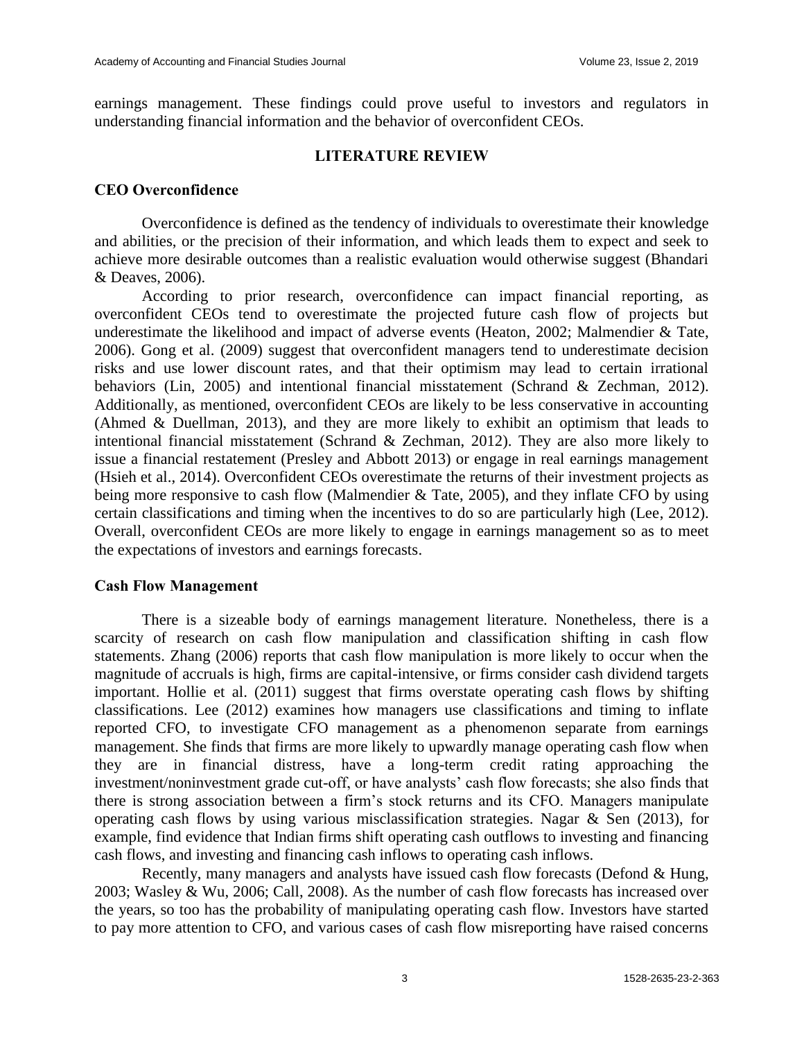earnings management. These findings could prove useful to investors and regulators in understanding financial information and the behavior of overconfident CEOs.

## LITERATURE REVIEW

### CEO Overconfidence

Overconfidence is defined as the tendency of individuals to overestimate their knowledge and abilities, or the precision of their information, and which leads them to expect and seek to achieve more desirable outcomes than a realistic evaluation would otherwise suggest (Bhandari & Deaves, 2006).

According to prior research, overconfidence can impact financial reporting, as overconfident CEOs tend to overestimate the projected future cash flow of projects but underestimate the likelihood and impact of adverse events (Heaton, 2002; Malmendier & Tate, 2006). Gong et al. (2009) suggest that overconfident managers tend to underestimate decision risks and use lower discount rates, and that their optimism may lead to certain irrational behaviors (Lin, 2005) and intentional financial misstatement (Schrand & Zechman, 2012). Additionally, as mentioned, overconfident CEOs are likely to be less conservative in accounting (Ahmed & Duellman, 2013), and they are more likely to exhibit an optimism that leads to intentional financial misstatement (Schrand & Zechman, 2012). They are also more likely to issue a financial restatement (Presley and Abbott 2013) or engage in real earnings management (Hsieh et al., 2014). Overconfident CEOs overestimate the returns of their investment projects as being more responsive to cash flow (Malmendier & Tate, 2005), and they inflate CFO by using certain classifications and timing when the incentives to do so are particularly high (Lee, 2012). Overall, overconfident CEOs are more likely to engage in earnings management so as to meet the expectations of investors and earnings forecasts.

### Cash Flow Management

There is a sizeable body of earnings management literature. Nonetheless, there is a scarcity of research on cash flow manipulation and classification shifting in cash flow statements. Zhang (2006) reports that cash flow manipulation is more likely to occur when the magnitude of accruals is high, firms are capital-intensive, or firms consider cash dividend targets important. Hollie et al. (2011) suggest that firms overstate operating cash flows by shifting classifications. Lee (2012) examines how managers use classifications and timing to inflate reported CFO, to investigate CFO management as a phenomenon separate from earnings management. She finds that firms are more likely to upwardly manage operating cash flow when they are in financial distress, have a long-term credit rating approaching the investment/noninvestment grade cut-off, or have analysts' cash flow forecasts; she also finds that there is strong association between a firm's stock returns and its CFO. Managers manipulate operating cash flows by using various misclassification strategies. Nagar & Sen (2013), for example, find evidence that Indian firms shift operating cash outflows to investing and financing cash flows, and investing and financing cash inflows to operating cash inflows.

Recently, many managers and analysts have issued cash flow forecasts (Defond & Hung, 2003; Wasley & Wu, 2006; Call, 2008). As the number of cash flow forecasts has increased over the years, so too has the probability of manipulating operating cash flow. Investors have started to pay more attention to CFO, and various cases of cash flow misreporting have raised concerns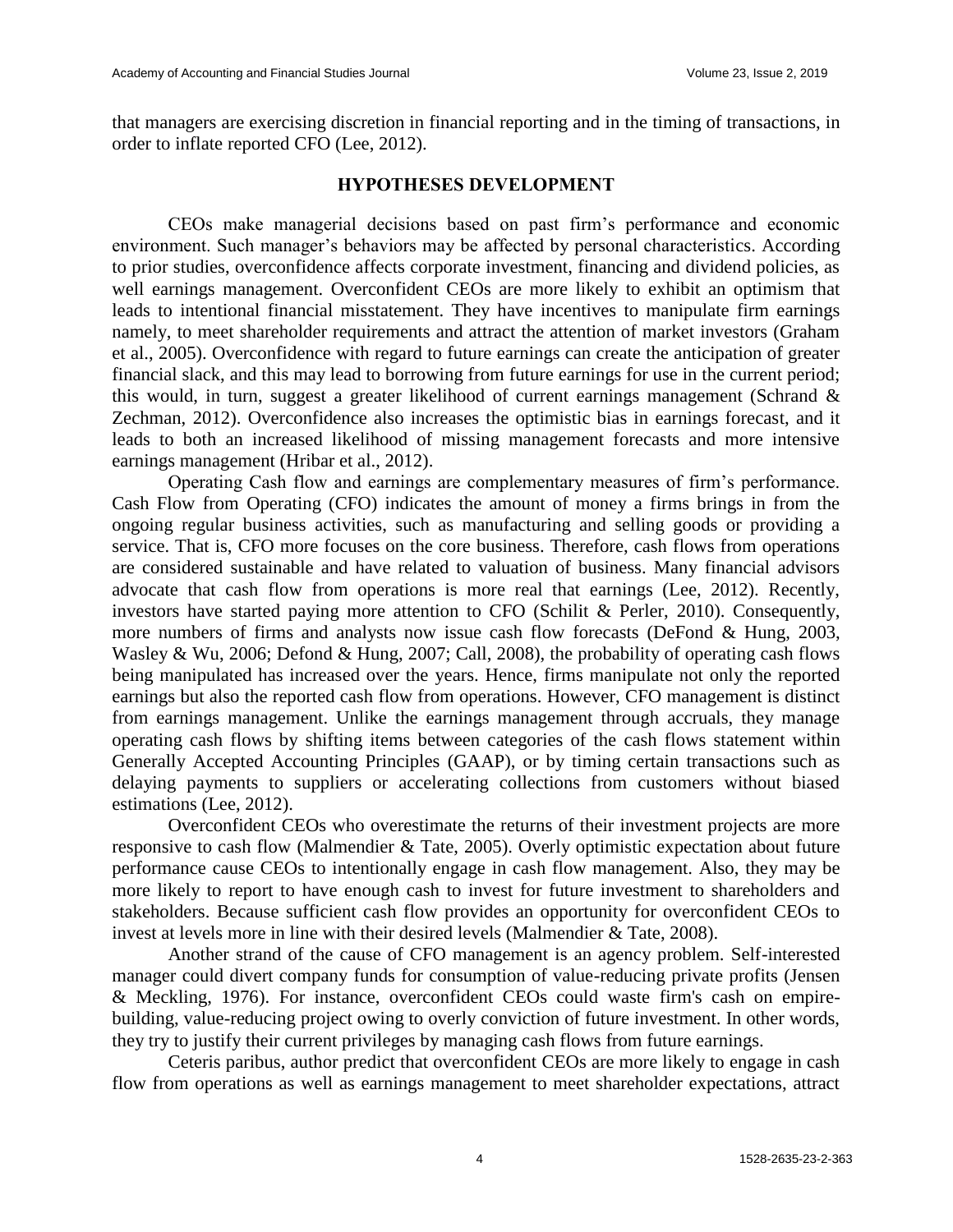that managers are exercising discretion in financial reporting and in the timing of transactions, in order to inflate reported CFO (Lee, 2012).

## HYPOTHESES DEVELOPMENT

CEOs make managerial decisions based on past firm's performance and economic environment. Such manager's behaviors may be affected by personal characteristics. According to prior studies, overconfidence affects corporate investment, financing and dividend policies, as well earnings management. Overconfident CEOs are more likely to exhibit an optimism that leads to intentional financial misstatement. They have incentives to manipulate firm earnings namely, to meet shareholder requirements and attract the attention of market investors (Graham et al., 2005). Overconfidence with regard to future earnings can create the anticipation of greater financial slack, and this may lead to borrowing from future earnings for use in the current period; this would, in turn, suggest a greater likelihood of current earnings management (Schrand & Zechman, 2012). Overconfidence also increases the optimistic bias in earnings forecast, and it leads to both an increased likelihood of missing management forecasts and more intensive earnings management (Hribar et al., 2012).

Operating Cash flow and earnings are complementary measures of firm's performance. Cash Flow from Operating (CFO) indicates the amount of money a firms brings in from the ongoing regular business activities, such as manufacturing and selling goods or providing a service. That is, CFO more focuses on the core business. Therefore, cash flows from operations are considered sustainable and have related to valuation of business. Many financial advisors advocate that cash flow from operations is more real that earnings (Lee, 2012). Recently, investors have started paying more attention to CFO (Schilit & Perler, 2010). Consequently, more numbers of firms and analysts now issue cash flow forecasts (DeFond & Hung, 2003, Wasley & Wu, 2006; Defond & Hung, 2007; Call, 2008), the probability of operating cash flows being manipulated has increased over the years. Hence, firms manipulate not only the reported earnings but also the reported cash flow from operations. However, CFO management is distinct from earnings management. Unlike the earnings management through accruals, they manage operating cash flows by shifting items between categories of the cash flows statement within Generally Accepted Accounting Principles (GAAP), or by timing certain transactions such as delaying payments to suppliers or accelerating collections from customers without biased estimations (Lee, 2012).

Overconfident CEOs who overestimate the returns of their investment projects are more responsive to cash flow (Malmendier & Tate, 2005). Overly optimistic expectation about future performance cause CEOs to intentionally engage in cash flow management. Also, they may be more likely to report to have enough cash to invest for future investment to shareholders and stakeholders. Because sufficient cash flow provides an opportunity for overconfident CEOs to invest at levels more in line with their desired levels (Malmendier & Tate, 2008).

Another strand of the cause of CFO management is an agency problem. Self-interested manager could divert company funds for consumption of value-reducing private profits (Jensen & Meckling, 1976). For instance, overconfident CEOs could waste firm's cash on empire-building, value-reducing project owing to overly conviction of future investment. In other words, they try to justify their current privileges by managing cash flows from future earnings.

Ceteris paribus, author predict that overconfident CEOs are more likely to engage in cash flow from operations as well as earnings management to meet shareholder expectations, attract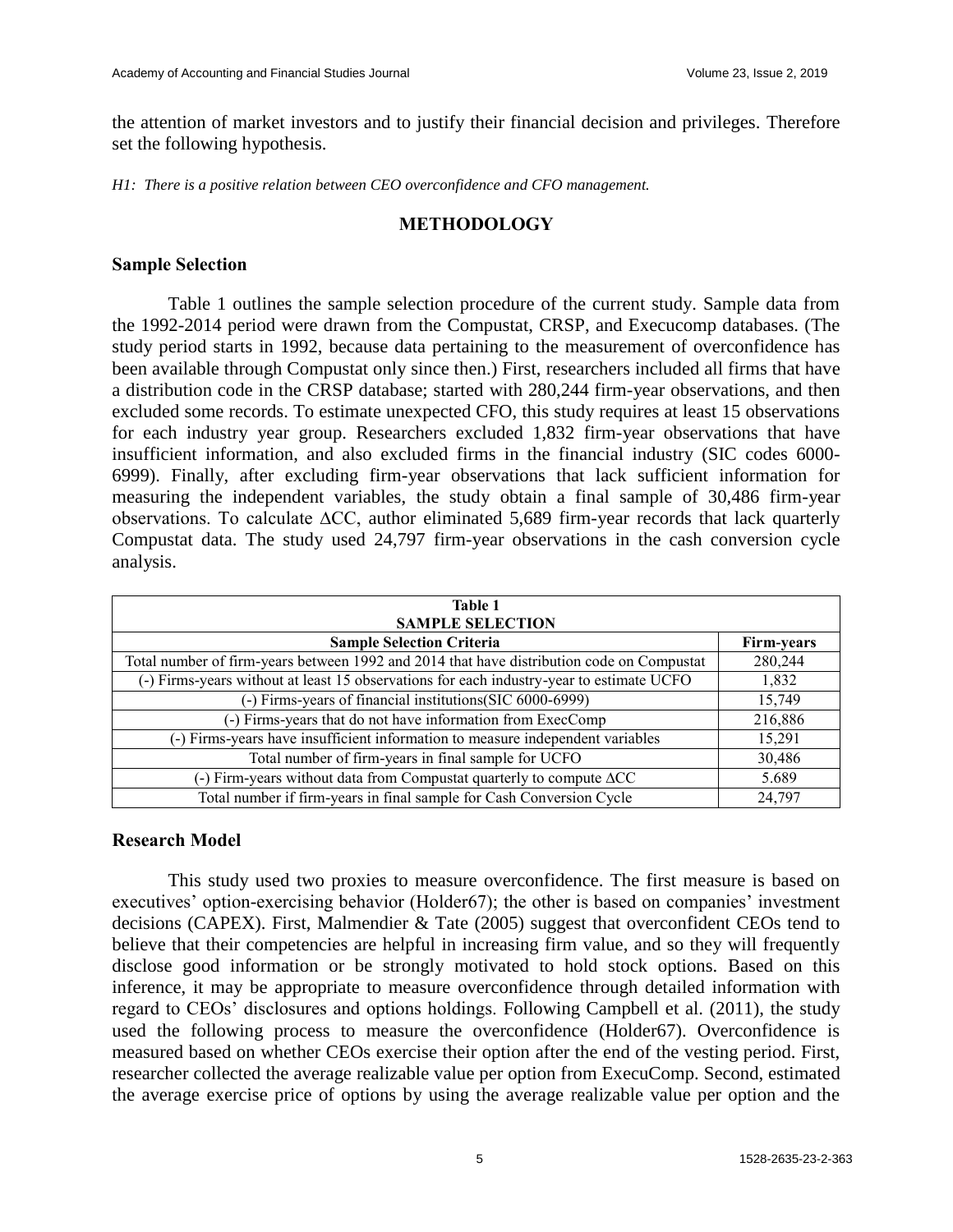the attention of market investors and to justify their financial decision and privileges. Therefore set the following hypothesis.

*H1: There is a positive relation between CEO overconfidence and CFO management.*

## METHODOLOGY

### Sample Selection

Table 1 outlines the sample selection procedure of the current study. Sample data from the 1992-2014 period were drawn from the Compustat, CRSP, and Execucomp databases. (The study period starts in 1992, because data pertaining to the measurement of overconfidence has been available through Compustat only since then.) First, researchers included all firms that have a distribution code in the CRSP database; started with 280,244 firm-year observations, and then excluded some records. To estimate unexpected CFO, this study requires at least 15 observations for each industry year group. Researchers excluded 1,832 firm-year observations that have insufficient information, and also excluded firms in the financial industry (SIC codes 6000-6999). Finally, after excluding firm-year observations that lack sufficient information for measuring the independent variables, the study obtain a final sample of 30,486 firm-year observations. To calculate ΔCC, author eliminated 5,689 firm-year records that lack quarterly Compustat data. The study used 24,797 firm-year observations in the cash conversion cycle analysis.

**Table 1**
**SAMPLE SELECTION**

| Sample Selection Criteria | Firm-years |
|---|---|
| Total number of firm-years between 1992 and 2014 that have distribution code on Compustat | 280,244 |
| (-) Firms-years without at least 15 observations for each industry-year to estimate UCFO | 1,832 |
| (-) Firms-years of financial institutions(SIC 6000-6999) | 15,749 |
| (-) Firms-years that do not have information from ExecComp | 216,886 |
| (-) Firms-years have insufficient information to measure independent variables | 15,291 |
| Total number of firm-years in final sample for UCFO | 30,486 |
| (-) Firm-years without data from Compustat quarterly to compute ΔCC | 5.689 |
| Total number if firm-years in final sample for Cash Conversion Cycle | 24,797 |

### Research Model

This study used two proxies to measure overconfidence. The first measure is based on executives' option-exercising behavior (Holder67); the other is based on companies' investment decisions (CAPEX). First, Malmendier & Tate (2005) suggest that overconfident CEOs tend to believe that their competencies are helpful in increasing firm value, and so they will frequently disclose good information or be strongly motivated to hold stock options. Based on this inference, it may be appropriate to measure overconfidence through detailed information with regard to CEOs' disclosures and options holdings. Following Campbell et al. (2011), the study used the following process to measure the overconfidence (Holder67). Overconfidence is measured based on whether CEOs exercise their option after the end of the vesting period. First, researcher collected the average realizable value per option from ExecuComp. Second, estimated the average exercise price of options by using the average realizable value per option and the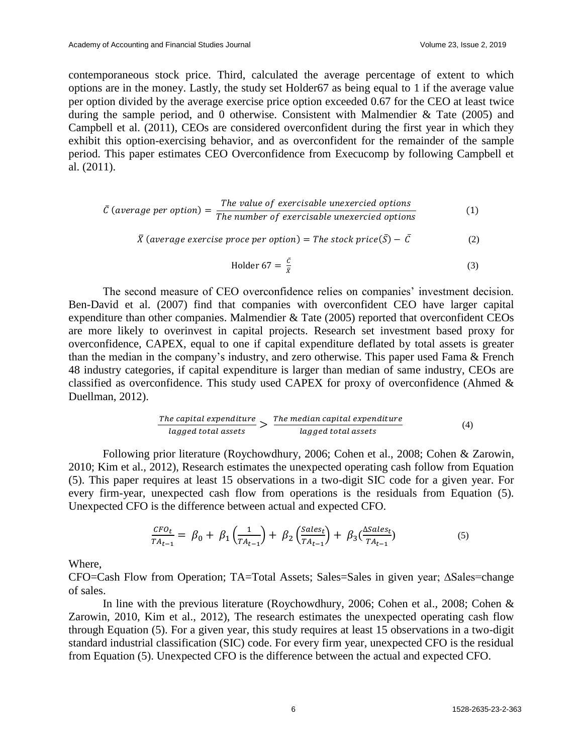contemporaneous stock price. Third, calculated the average percentage of extent to which options are in the money. Lastly, the study set Holder67 as being equal to 1 if the average value per option divided by the average exercise price option exceeded 0.67 for the CEO at least twice during the sample period, and 0 otherwise. Consistent with Malmendier & Tate (2005) and Campbell et al. (2011), CEOs are considered overconfident during the first year in which they exhibit this option-exercising behavior, and as overconfident for the remainder of the sample period. This paper estimates CEO Overconfidence from Execucomp by following Campbell et al. (2011).

$$\bar{C}\ (average\ per\ option) = \frac{The\ value\ of\ exercisable\ unexercied\ options}{The\ number\ of\ exercisable\ unexercied\ options} \tag{1}$$

$$\bar{X}\ (average\ exercise\ proce\ per\ option) = The\ stock\ price(\bar{S}) - \bar{C} \tag{2}$$

$$\text{Holder } 67 = \frac{\bar{C}}{\bar{X}} \tag{3}$$

The second measure of CEO overconfidence relies on companies' investment decision. Ben-David et al. (2007) find that companies with overconfident CEO have larger capital expenditure than other companies. Malmendier & Tate (2005) reported that overconfident CEOs are more likely to overinvest in capital projects. Research set investment based proxy for overconfidence, CAPEX, equal to one if capital expenditure deflated by total assets is greater than the median in the company's industry, and zero otherwise. This paper used Fama & French 48 industry categories, if capital expenditure is larger than median of same industry, CEOs are classified as overconfidence. This study used CAPEX for proxy of overconfidence (Ahmed & Duellman, 2012).

$$\frac{The\ capital\ expenditure}{lagged\ total\ assets} > \frac{The\ median\ capital\ expenditure}{lagged\ total\ assets} \tag{4}$$

Following prior literature (Roychowdhury, 2006; Cohen et al., 2008; Cohen & Zarowin, 2010; Kim et al., 2012), Research estimates the unexpected operating cash follow from Equation (5). This paper requires at least 15 observations in a two-digit SIC code for a given year. For every firm-year, unexpected cash flow from operations is the residuals from Equation (5). Unexpected CFO is the difference between actual and expected CFO.

$$\frac{CFO_t}{TA_{t-1}} = \beta_0 + \beta_1\left(\frac{1}{TA_{t-1}}\right) + \beta_2\left(\frac{Sales_t}{TA_{t-1}}\right) + \beta_3\left(\frac{\Delta Sales_t}{TA_{t-1}}\right) \tag{5}$$

Where,

CFO=Cash Flow from Operation; TA=Total Assets; Sales=Sales in given year; ∆Sales=change of sales.

In line with the previous literature (Roychowdhury, 2006; Cohen et al., 2008; Cohen & Zarowin, 2010, Kim et al., 2012), The research estimates the unexpected operating cash flow through Equation (5). For a given year, this study requires at least 15 observations in a two-digit standard industrial classification (SIC) code. For every firm year, unexpected CFO is the residual from Equation (5). Unexpected CFO is the difference between the actual and expected CFO.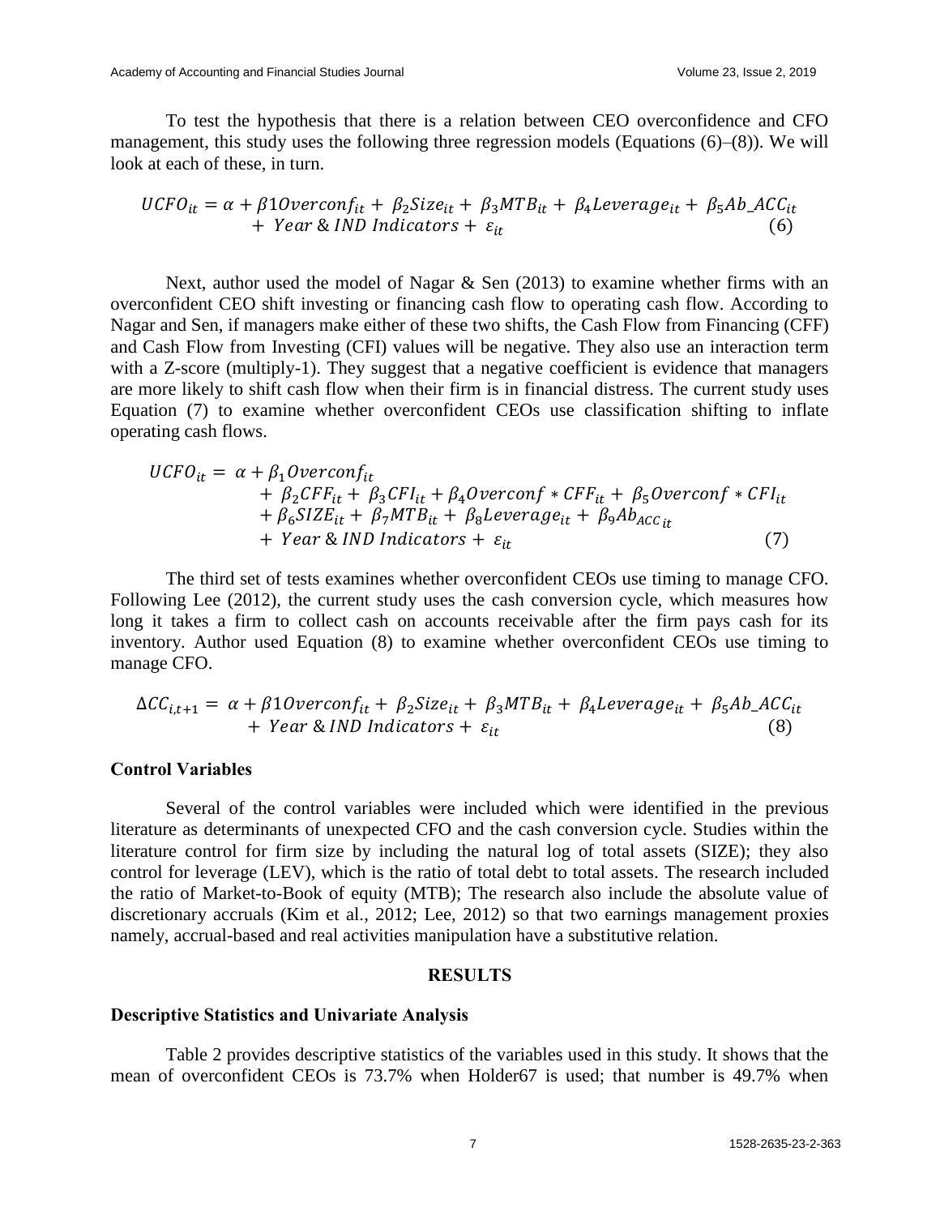To test the hypothesis that there is a relation between CEO overconfidence and CFO management, this study uses the following three regression models (Equations (6)–(8)). We will look at each of these, in turn.

$$UCFO_{it} = \alpha + \beta 1 Overconf_{it} + \beta_2 Size_{it} + \beta_3 MTB_{it} + \beta_4 Leverage_{it} + \beta_5 Ab\_ACC_{it} + Year \,\&\, IND\ Indicators + \varepsilon_{it} \quad (6)$$

Next, author used the model of Nagar & Sen (2013) to examine whether firms with an overconfident CEO shift investing or financing cash flow to operating cash flow. According to Nagar and Sen, if managers make either of these two shifts, the Cash Flow from Financing (CFF) and Cash Flow from Investing (CFI) values will be negative. They also use an interaction term with a Z-score (multiply-1). They suggest that a negative coefficient is evidence that managers are more likely to shift cash flow when their firm is in financial distress. The current study uses Equation (7) to examine whether overconfident CEOs use classification shifting to inflate operating cash flows.

$$\begin{aligned} UCFO_{it} = \alpha &+ \beta_1 Overconf_{it} \\ &+ \beta_2 CFF_{it} + \beta_3 CFI_{it} + \beta_4 Overconf * CFF_{it} + \beta_5 Overconf * CFI_{it} \\ &+ \beta_6 SIZE_{it} + \beta_7 MTB_{it} + \beta_8 Leverage_{it} + \beta_9 Ab_{ACC\,it} \\ &+ Year \,\&\, IND\ Indicators + \varepsilon_{it} \end{aligned} \quad (7)$$

The third set of tests examines whether overconfident CEOs use timing to manage CFO. Following Lee (2012), the current study uses the cash conversion cycle, which measures how long it takes a firm to collect cash on accounts receivable after the firm pays cash for its inventory. Author used Equation (8) to examine whether overconfident CEOs use timing to manage CFO.

$$\Delta CC_{i,t+1} = \alpha + \beta 1 Overconf_{it} + \beta_2 Size_{it} + \beta_3 MTB_{it} + \beta_4 Leverage_{it} + \beta_5 Ab\_ACC_{it} + Year \,\&\, IND\ Indicators + \varepsilon_{it} \quad (8)$$

### Control Variables

Several of the control variables were included which were identified in the previous literature as determinants of unexpected CFO and the cash conversion cycle. Studies within the literature control for firm size by including the natural log of total assets (SIZE); they also control for leverage (LEV), which is the ratio of total debt to total assets. The research included the ratio of Market-to-Book of equity (MTB); The research also include the absolute value of discretionary accruals (Kim et al., 2012; Lee, 2012) so that two earnings management proxies namely, accrual-based and real activities manipulation have a substitutive relation.

## RESULTS

### Descriptive Statistics and Univariate Analysis

Table 2 provides descriptive statistics of the variables used in this study. It shows that the mean of overconfident CEOs is 73.7% when Holder67 is used; that number is 49.7% when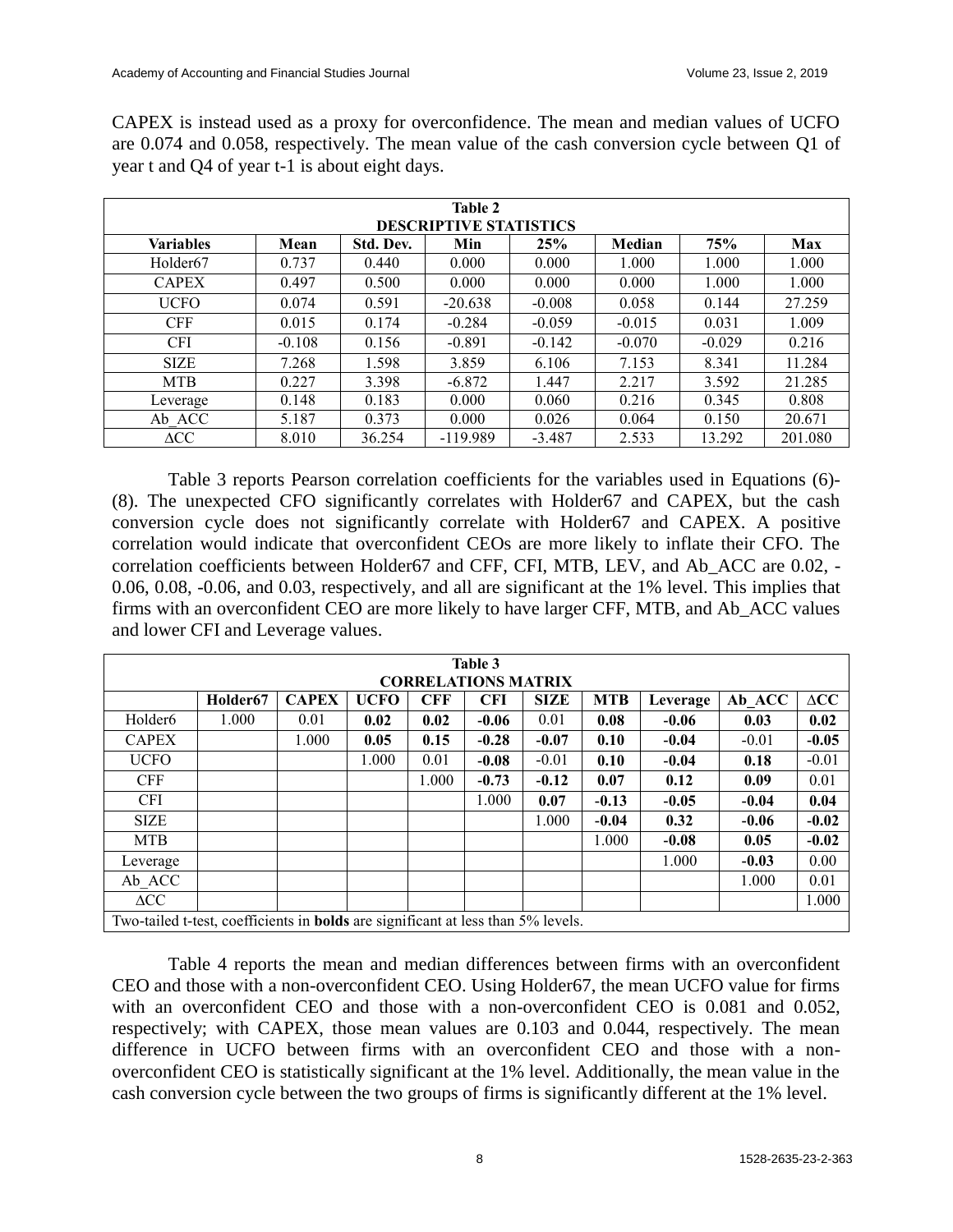CAPEX is instead used as a proxy for overconfidence. The mean and median values of UCFO are 0.074 and 0.058, respectively. The mean value of the cash conversion cycle between Q1 of year t and Q4 of year t-1 is about eight days.

| Table 2 | | | | | | | |
|---|---|---|---|---|---|---|---|
| **DESCRIPTIVE STATISTICS** | | | | | | | |
| **Variables** | **Mean** | **Std. Dev.** | **Min** | **25%** | **Median** | **75%** | **Max** |
| Holder67 | 0.737 | 0.440 | 0.000 | 0.000 | 1.000 | 1.000 | 1.000 |
| CAPEX | 0.497 | 0.500 | 0.000 | 0.000 | 0.000 | 1.000 | 1.000 |
| UCFO | 0.074 | 0.591 | -20.638 | -0.008 | 0.058 | 0.144 | 27.259 |
| CFF | 0.015 | 0.174 | -0.284 | -0.059 | -0.015 | 0.031 | 1.009 |
| CFI | -0.108 | 0.156 | -0.891 | -0.142 | -0.070 | -0.029 | 0.216 |
| SIZE | 7.268 | 1.598 | 3.859 | 6.106 | 7.153 | 8.341 | 11.284 |
| MTB | 0.227 | 3.398 | -6.872 | 1.447 | 2.217 | 3.592 | 21.285 |
| Leverage | 0.148 | 0.183 | 0.000 | 0.060 | 0.216 | 0.345 | 0.808 |
| Ab_ACC | 5.187 | 0.373 | 0.000 | 0.026 | 0.064 | 0.150 | 20.671 |
| ΔCC | 8.010 | 36.254 | -119.989 | -3.487 | 2.533 | 13.292 | 201.080 |

Table 3 reports Pearson correlation coefficients for the variables used in Equations (6)-(8). The unexpected CFO significantly correlates with Holder67 and CAPEX, but the cash conversion cycle does not significantly correlate with Holder67 and CAPEX. A positive correlation would indicate that overconfident CEOs are more likely to inflate their CFO. The correlation coefficients between Holder67 and CFF, CFI, MTB, LEV, and Ab_ACC are 0.02, -0.06, 0.08, -0.06, and 0.03, respectively, and all are significant at the 1% level. This implies that firms with an overconfident CEO are more likely to have larger CFF, MTB, and Ab_ACC values and lower CFI and Leverage values.

| Table 3 | | | | | | | | | | |
|---|---|---|---|---|---|---|---|---|---|---|
| **CORRELATIONS MATRIX** | | | | | | | | | | |
| | **Holder67** | **CAPEX** | **UCFO** | **CFF** | **CFI** | **SIZE** | **MTB** | **Leverage** | **Ab_ACC** | **ΔCC** |
| Holder6 | 1.000 | 0.01 | **0.02** | **0.02** | **-0.06** | 0.01 | **0.08** | **-0.06** | **0.03** | **0.02** |
| CAPEX | | 1.000 | **0.05** | **0.15** | **-0.28** | **-0.07** | **0.10** | **-0.04** | -0.01 | **-0.05** |
| UCFO | | | 1.000 | 0.01 | **-0.08** | -0.01 | **0.10** | **-0.04** | **0.18** | -0.01 |
| CFF | | | | 1.000 | **-0.73** | **-0.12** | **0.07** | **0.12** | **0.09** | 0.01 |
| CFI | | | | | 1.000 | **0.07** | **-0.13** | **-0.05** | **-0.04** | **0.04** |
| SIZE | | | | | | 1.000 | **-0.04** | **0.32** | **-0.06** | **-0.02** |
| MTB | | | | | | | 1.000 | **-0.08** | **0.05** | **-0.02** |
| Leverage | | | | | | | | 1.000 | **-0.03** | 0.00 |
| Ab_ACC | | | | | | | | | 1.000 | 0.01 |
| ΔCC | | | | | | | | | | 1.000 |
| Two-tailed t-test, coefficients in **bolds** are significant at less than 5% levels. | | | | | | | | | | |

Table 4 reports the mean and median differences between firms with an overconfident CEO and those with a non-overconfident CEO. Using Holder67, the mean UCFO value for firms with an overconfident CEO and those with a non-overconfident CEO is 0.081 and 0.052, respectively; with CAPEX, those mean values are 0.103 and 0.044, respectively. The mean difference in UCFO between firms with an overconfident CEO and those with a non-overconfident CEO is statistically significant at the 1% level. Additionally, the mean value in the cash conversion cycle between the two groups of firms is significantly different at the 1% level.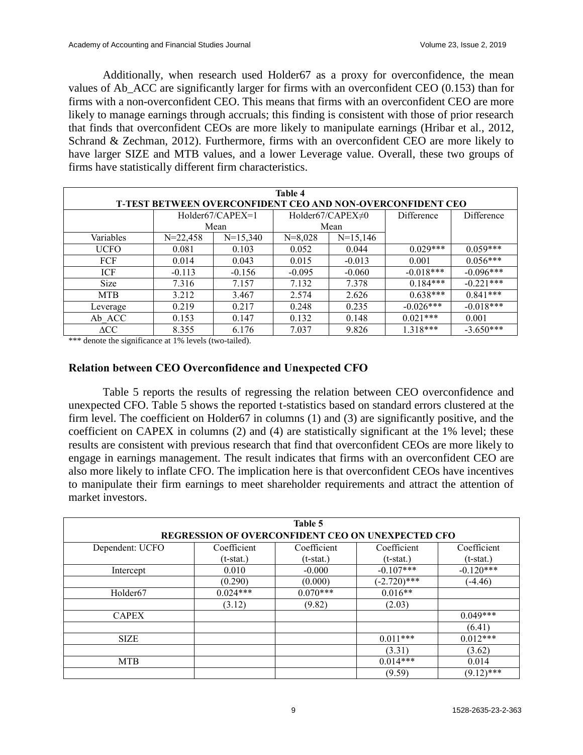Additionally, when research used Holder67 as a proxy for overconfidence, the mean values of Ab_ACC are significantly larger for firms with an overconfident CEO (0.153) than for firms with a non-overconfident CEO. This means that firms with an overconfident CEO are more likely to manage earnings through accruals; this finding is consistent with those of prior research that finds that overconfident CEOs are more likely to manipulate earnings (Hribar et al., 2012, Schrand & Zechman, 2012). Furthermore, firms with an overconfident CEO are more likely to have larger SIZE and MTB values, and a lower Leverage value. Overall, these two groups of firms have statistically different firm characteristics.

**Table 4**
**T-TEST BETWEEN OVERCONFIDENT CEO AND NON-OVERCONFIDENT CEO**

| | Holder67/CAPEX=1 Mean | | Holder67/CAPEX≠0 Mean | | Difference | Difference |
|---|---|---|---|---|---|---|
| Variables | N=22,458 | N=15,340 | N=8,028 | N=15,146 | | |
| UCFO | 0.081 | 0.103 | 0.052 | 0.044 | 0.029*** | 0.059*** |
| FCF | 0.014 | 0.043 | 0.015 | -0.013 | 0.001 | 0.056*** |
| ICF | -0.113 | -0.156 | -0.095 | -0.060 | -0.018*** | -0.096*** |
| Size | 7.316 | 7.157 | 7.132 | 7.378 | 0.184*** | -0.221*** |
| MTB | 3.212 | 3.467 | 2.574 | 2.626 | 0.638*** | 0.841*** |
| Leverage | 0.219 | 0.217 | 0.248 | 0.235 | -0.026*** | -0.018*** |
| Ab_ACC | 0.153 | 0.147 | 0.132 | 0.148 | 0.021*** | 0.001 |
| ΔCC | 8.355 | 6.176 | 7.037 | 9.826 | 1.318*** | -3.650*** |

*** denote the significance at 1% levels (two-tailed).

### Relation between CEO Overconfidence and Unexpected CFO

Table 5 reports the results of regressing the relation between CEO overconfidence and unexpected CFO. Table 5 shows the reported t-statistics based on standard errors clustered at the firm level. The coefficient on Holder67 in columns (1) and (3) are significantly positive, and the coefficient on CAPEX in columns (2) and (4) are statistically significant at the 1% level; these results are consistent with previous research that find that overconfident CEOs are more likely to engage in earnings management. The result indicates that firms with an overconfident CEO are also more likely to inflate CFO. The implication here is that overconfident CEOs have incentives to manipulate their firm earnings to meet shareholder requirements and attract the attention of market investors.

**Table 5**
**REGRESSION OF OVERCONFIDENT CEO ON UNEXPECTED CFO**

| Dependent: UCFO | Coefficient (t-stat.) | Coefficient (t-stat.) | Coefficient (t-stat.) | Coefficient (t-stat.) |
|---|---|---|---|---|
| Intercept | 0.010 | -0.000 | -0.107*** | -0.120*** |
| | (0.290) | (0.000) | (-2.720)*** | (-4.46) |
| Holder67 | 0.024*** | 0.070*** | 0.016** | |
| | (3.12) | (9.82) | (2.03) | |
| CAPEX | | | | 0.049*** |
| | | | | (6.41) |
| SIZE | | | 0.011*** | 0.012*** |
| | | | (3.31) | (3.62) |
| MTB | | | 0.014*** | 0.014 |
| | | | (9.59) | (9.12)*** |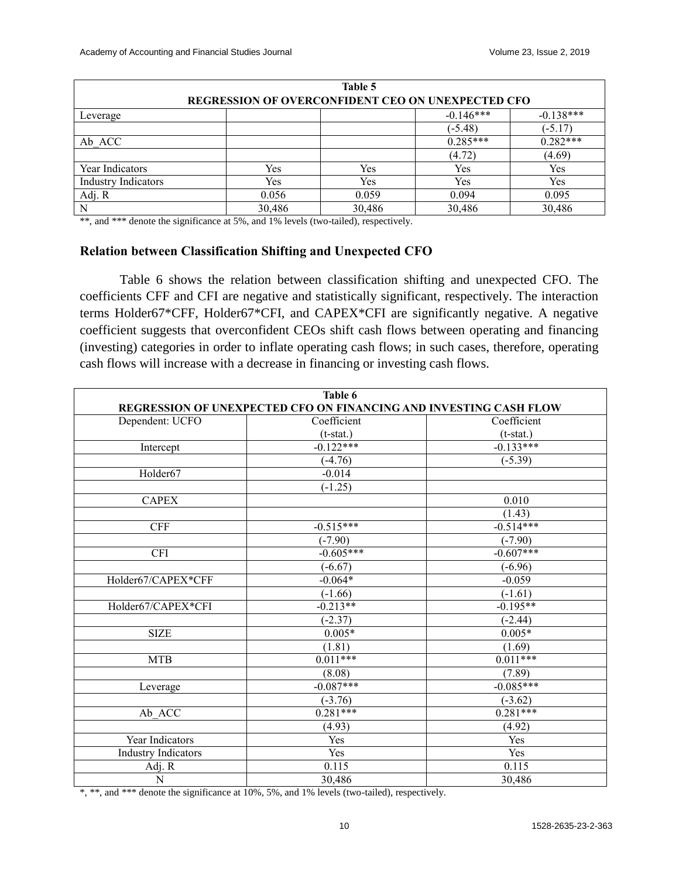| Table 5 REGRESSION OF OVERCONFIDENT CEO ON UNEXPECTED CFO | | | | |
|---|---|---|---|---|
| Leverage | | | -0.146*** | -0.138*** |
| | | | (-5.48) | (-5.17) |
| Ab_ACC | | | 0.285*** | 0.282*** |
| | | | (4.72) | (4.69) |
| Year Indicators | Yes | Yes | Yes | Yes |
| Industry Indicators | Yes | Yes | Yes | Yes |
| Adj. R | 0.056 | 0.059 | 0.094 | 0.095 |
| N | 30,486 | 30,486 | 30,486 | 30,486 |

**, and *** denote the significance at 5%, and 1% levels (two-tailed), respectively.

### Relation between Classification Shifting and Unexpected CFO

Table 6 shows the relation between classification shifting and unexpected CFO. The coefficients CFF and CFI are negative and statistically significant, respectively. The interaction terms Holder67*CFF, Holder67*CFI, and CAPEX*CFI are significantly negative. A negative coefficient suggests that overconfident CEOs shift cash flows between operating and financing (investing) categories in order to inflate operating cash flows; in such cases, therefore, operating cash flows will increase with a decrease in financing or investing cash flows.

| Table 6 REGRESSION OF UNEXPECTED CFO ON FINANCING AND INVESTING CASH FLOW | | |
|---|---|---|
| Dependent: UCFO | Coefficient (t-stat.) | Coefficient (t-stat.) |
| Intercept | -0.122*** | -0.133*** |
| | (-4.76) | (-5.39) |
| Holder67 | -0.014 | |
| | (-1.25) | |
| CAPEX | | 0.010 |
| | | (1.43) |
| CFF | -0.515*** | -0.514*** |
| | (-7.90) | (-7.90) |
| CFI | -0.605*** | -0.607*** |
| | (-6.67) | (-6.96) |
| Holder67/CAPEX*CFF | -0.064* | -0.059 |
| | (-1.66) | (-1.61) |
| Holder67/CAPEX*CFI | -0.213** | -0.195** |
| | (-2.37) | (-2.44) |
| SIZE | 0.005* | 0.005* |
| | (1.81) | (1.69) |
| MTB | 0.011*** | 0.011*** |
| | (8.08) | (7.89) |
| Leverage | -0.087*** | -0.085*** |
| | (-3.76) | (-3.62) |
| Ab_ACC | 0.281*** | 0.281*** |
| | (4.93) | (4.92) |
| Year Indicators | Yes | Yes |
| Industry Indicators | Yes | Yes |
| Adj. R | 0.115 | 0.115 |
| N | 30,486 | 30,486 |

*, **, and *** denote the significance at 10%, 5%, and 1% levels (two-tailed), respectively.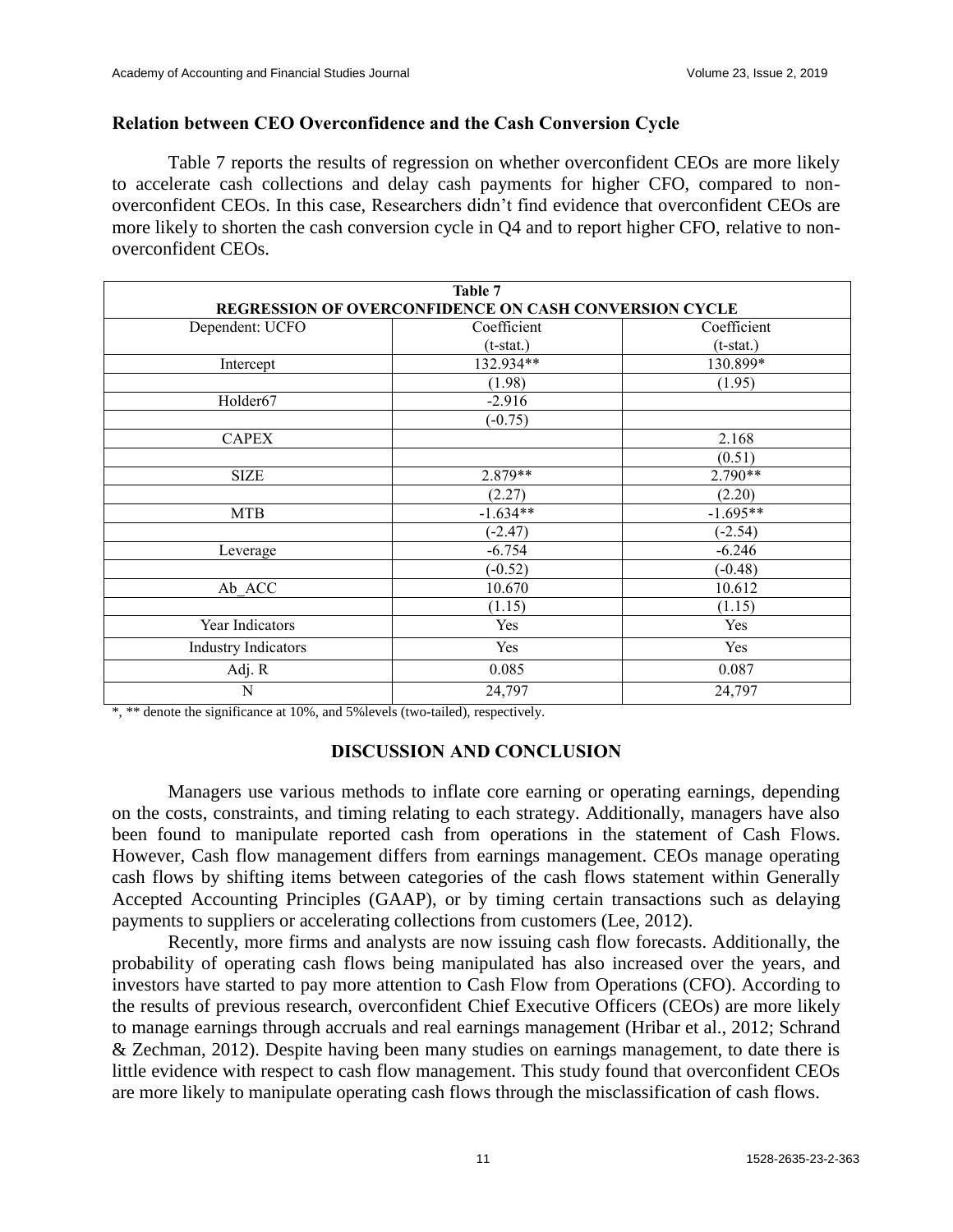### Relation between CEO Overconfidence and the Cash Conversion Cycle

Table 7 reports the results of regression on whether overconfident CEOs are more likely to accelerate cash collections and delay cash payments for higher CFO, compared to non-overconfident CEOs. In this case, Researchers didn't find evidence that overconfident CEOs are more likely to shorten the cash conversion cycle in Q4 and to report higher CFO, relative to non-overconfident CEOs.

**Table 7**
**REGRESSION OF OVERCONFIDENCE ON CASH CONVERSION CYCLE**

| Dependent: UCFO | Coefficient (t-stat.) | Coefficient (t-stat.) |
|---|---|---|
| Intercept | 132.934** | 130.899* |
| | (1.98) | (1.95) |
| Holder67 | -2.916 | |
| | (-0.75) | |
| CAPEX | | 2.168 |
| | | (0.51) |
| SIZE | 2.879** | 2.790** |
| | (2.27) | (2.20) |
| MTB | -1.634** | -1.695** |
| | (-2.47) | (-2.54) |
| Leverage | -6.754 | -6.246 |
| | (-0.52) | (-0.48) |
| Ab_ACC | 10.670 | 10.612 |
| | (1.15) | (1.15) |
| Year Indicators | Yes | Yes |
| Industry Indicators | Yes | Yes |
| Adj. R | 0.085 | 0.087 |
| N | 24,797 | 24,797 |

*, ** denote the significance at 10%, and 5%levels (two-tailed), respectively.

## DISCUSSION AND CONCLUSION

Managers use various methods to inflate core earning or operating earnings, depending on the costs, constraints, and timing relating to each strategy. Additionally, managers have also been found to manipulate reported cash from operations in the statement of Cash Flows. However, Cash flow management differs from earnings management. CEOs manage operating cash flows by shifting items between categories of the cash flows statement within Generally Accepted Accounting Principles (GAAP), or by timing certain transactions such as delaying payments to suppliers or accelerating collections from customers (Lee, 2012).

Recently, more firms and analysts are now issuing cash flow forecasts. Additionally, the probability of operating cash flows being manipulated has also increased over the years, and investors have started to pay more attention to Cash Flow from Operations (CFO). According to the results of previous research, overconfident Chief Executive Officers (CEOs) are more likely to manage earnings through accruals and real earnings management (Hribar et al., 2012; Schrand & Zechman, 2012). Despite having been many studies on earnings management, to date there is little evidence with respect to cash flow management. This study found that overconfident CEOs are more likely to manipulate operating cash flows through the misclassification of cash flows.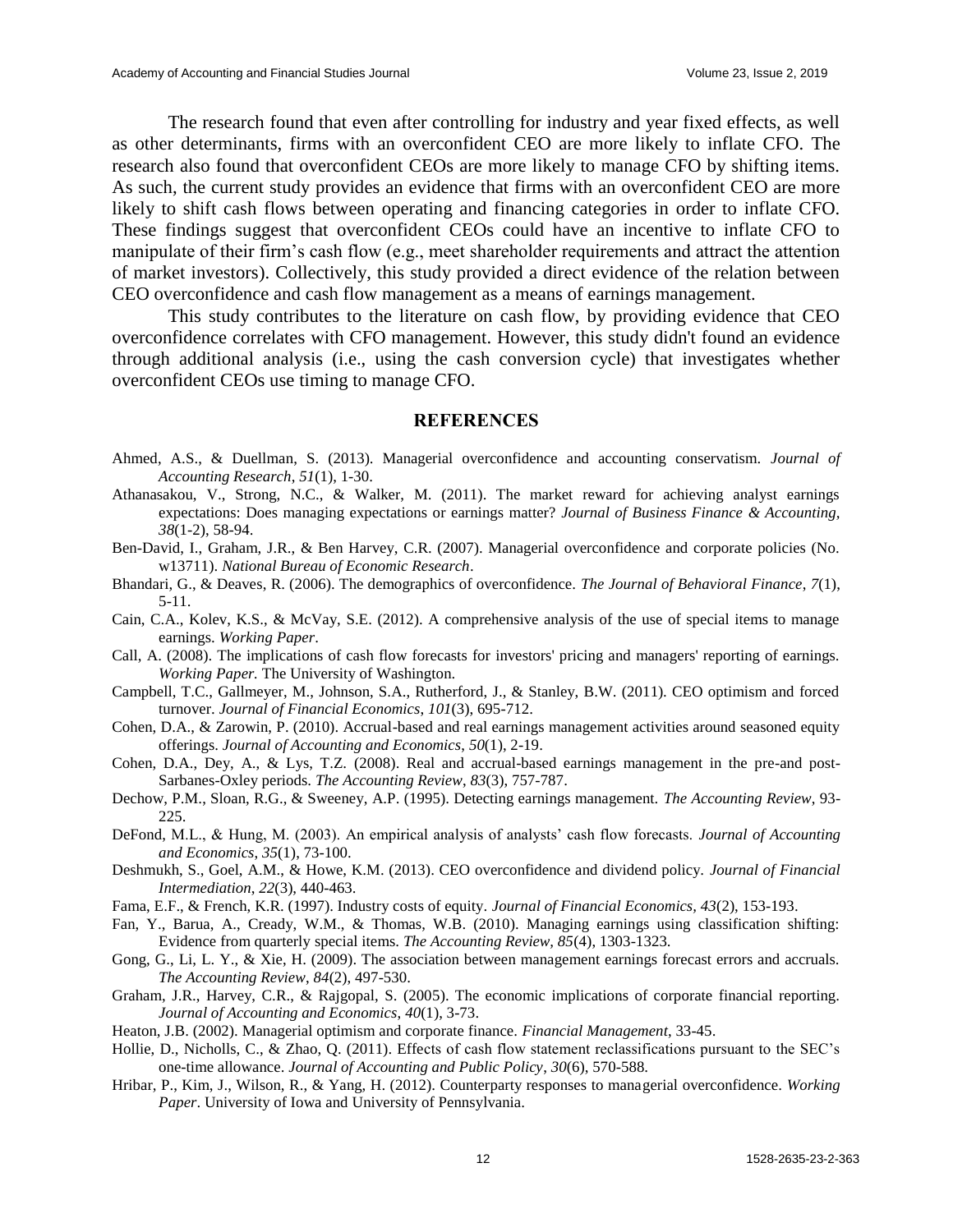The research found that even after controlling for industry and year fixed effects, as well as other determinants, firms with an overconfident CEO are more likely to inflate CFO. The research also found that overconfident CEOs are more likely to manage CFO by shifting items. As such, the current study provides an evidence that firms with an overconfident CEO are more likely to shift cash flows between operating and financing categories in order to inflate CFO. These findings suggest that overconfident CEOs could have an incentive to inflate CFO to manipulate of their firm's cash flow (e.g., meet shareholder requirements and attract the attention of market investors). Collectively, this study provided a direct evidence of the relation between CEO overconfidence and cash flow management as a means of earnings management.

This study contributes to the literature on cash flow, by providing evidence that CEO overconfidence correlates with CFO management. However, this study didn't found an evidence through additional analysis (i.e., using the cash conversion cycle) that investigates whether overconfident CEOs use timing to manage CFO.

## REFERENCES

Ahmed, A.S., & Duellman, S. (2013). Managerial overconfidence and accounting conservatism. *Journal of Accounting Research*, *51*(1), 1-30.

Athanasakou, V., Strong, N.C., & Walker, M. (2011). The market reward for achieving analyst earnings expectations: Does managing expectations or earnings matter? *Journal of Business Finance & Accounting*, *38*(1-2), 58-94.

Ben-David, I., Graham, J.R., & Ben Harvey, C.R. (2007). Managerial overconfidence and corporate policies (No. w13711). *National Bureau of Economic Research*.

Bhandari, G., & Deaves, R. (2006). The demographics of overconfidence. *The Journal of Behavioral Finance*, *7*(1), 5-11.

Cain, C.A., Kolev, K.S., & McVay, S.E. (2012). A comprehensive analysis of the use of special items to manage earnings. *Working Paper*.

Call, A. (2008). The implications of cash flow forecasts for investors' pricing and managers' reporting of earnings. *Working Paper.* The University of Washington.

Campbell, T.C., Gallmeyer, M., Johnson, S.A., Rutherford, J., & Stanley, B.W. (2011). CEO optimism and forced turnover. *Journal of Financial Economics*, *101*(3), 695-712.

Cohen, D.A., & Zarowin, P. (2010). Accrual-based and real earnings management activities around seasoned equity offerings. *Journal of Accounting and Economics*, *50*(1), 2-19.

Cohen, D.A., Dey, A., & Lys, T.Z. (2008). Real and accrual-based earnings management in the pre-and post-Sarbanes-Oxley periods. *The Accounting Review*, *83*(3), 757-787.

Dechow, P.M., Sloan, R.G., & Sweeney, A.P. (1995). Detecting earnings management. *The Accounting Review*, 93-225.

DeFond, M.L., & Hung, M. (2003). An empirical analysis of analysts' cash flow forecasts. *Journal of Accounting and Economics*, *35*(1), 73-100.

Deshmukh, S., Goel, A.M., & Howe, K.M. (2013). CEO overconfidence and dividend policy. *Journal of Financial Intermediation*, *22*(3), 440-463.

Fama, E.F., & French, K.R. (1997). Industry costs of equity. *Journal of Financial Economics*, *43*(2), 153-193.

Fan, Y., Barua, A., Cready, W.M., & Thomas, W.B. (2010). Managing earnings using classification shifting: Evidence from quarterly special items. *The Accounting Review, 85*(4), 1303-1323.

Gong, G., Li, L. Y., & Xie, H. (2009). The association between management earnings forecast errors and accruals. *The Accounting Review*, *84*(2), 497-530.

Graham, J.R., Harvey, C.R., & Rajgopal, S. (2005). The economic implications of corporate financial reporting. *Journal of Accounting and Economics*, *40*(1), 3-73.

Heaton, J.B. (2002). Managerial optimism and corporate finance. *Financial Management*, 33-45.

Hollie, D., Nicholls, C., & Zhao, Q. (2011). Effects of cash flow statement reclassifications pursuant to the SEC's one-time allowance. *Journal of Accounting and Public Policy*, *30*(6), 570-588.

Hribar, P., Kim, J., Wilson, R., & Yang, H. (2012). Counterparty responses to managerial overconfidence. *Working Paper*. University of Iowa and University of Pennsylvania.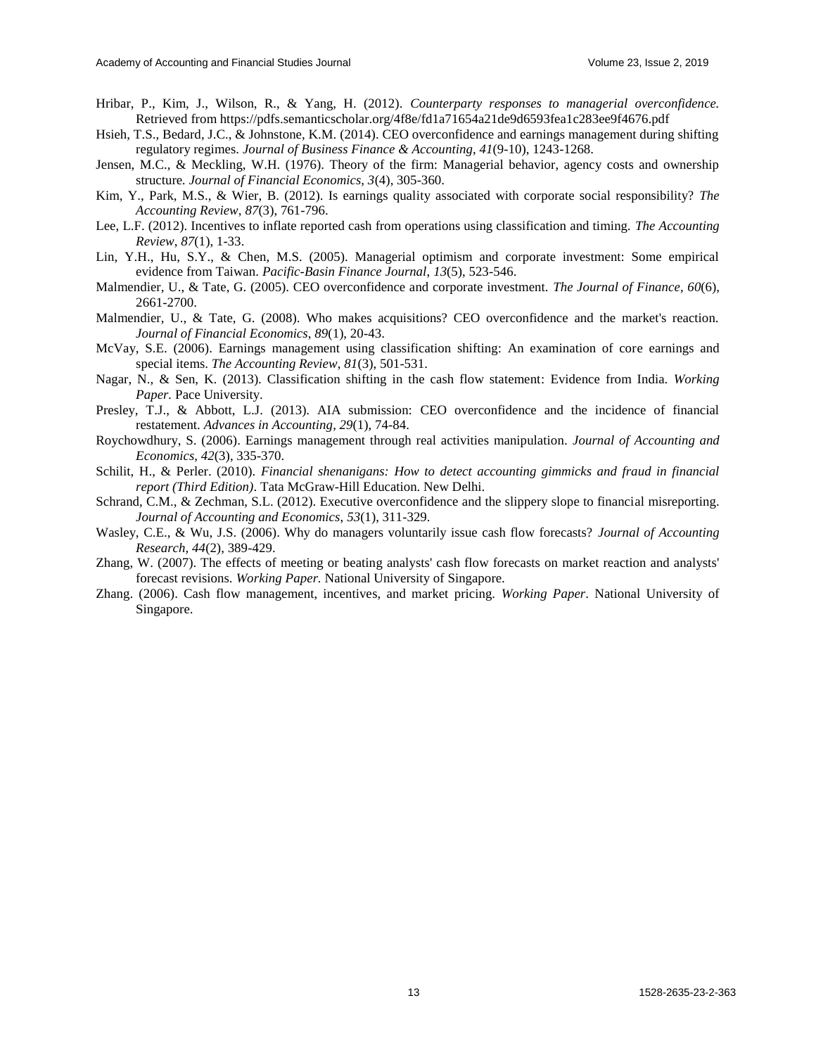Hribar, P., Kim, J., Wilson, R., & Yang, H. (2012). *Counterparty responses to managerial overconfidence.* Retrieved from https://pdfs.semanticscholar.org/4f8e/fd1a71654a21de9d6593fea1c283ee9f4676.pdf

Hsieh, T.S., Bedard, J.C., & Johnstone, K.M. (2014). CEO overconfidence and earnings management during shifting regulatory regimes. *Journal of Business Finance & Accounting*, *41*(9-10), 1243-1268.

Jensen, M.C., & Meckling, W.H. (1976). Theory of the firm: Managerial behavior, agency costs and ownership structure. *Journal of Financial Economics, 3*(4), 305-360.

Kim, Y., Park, M.S., & Wier, B. (2012). Is earnings quality associated with corporate social responsibility? *The Accounting Review*, *87*(3), 761-796.

Lee, L.F. (2012). Incentives to inflate reported cash from operations using classification and timing. *The Accounting Review*, *87*(1), 1-33.

Lin, Y.H., Hu, S.Y., & Chen, M.S. (2005). Managerial optimism and corporate investment: Some empirical evidence from Taiwan. *Pacific-Basin Finance Journal, 13*(5), 523-546.

Malmendier, U., & Tate, G. (2005). CEO overconfidence and corporate investment. *The Journal of Finance*, *60*(6), 2661-2700.

Malmendier, U., & Tate, G. (2008). Who makes acquisitions? CEO overconfidence and the market's reaction. *Journal of Financial Economics*, *89*(1), 20-43.

McVay, S.E. (2006). Earnings management using classification shifting: An examination of core earnings and special items. *The Accounting Review*, *81*(3), 501-531.

Nagar, N., & Sen, K. (2013). Classification shifting in the cash flow statement: Evidence from India. *Working Paper.* Pace University.

Presley, T.J., & Abbott, L.J. (2013). AIA submission: CEO overconfidence and the incidence of financial restatement. *Advances in Accounting*, *29*(1), 74-84.

Roychowdhury, S. (2006). Earnings management through real activities manipulation. *Journal of Accounting and Economics*, *42*(3), 335-370.

Schilit, H., & Perler. (2010). *Financial shenanigans: How to detect accounting gimmicks and fraud in financial report (Third Edition)*. Tata McGraw-Hill Education. New Delhi.

Schrand, C.M., & Zechman, S.L. (2012). Executive overconfidence and the slippery slope to financial misreporting. *Journal of Accounting and Economics, 53*(1), 311-329.

Wasley, C.E., & Wu, J.S. (2006). Why do managers voluntarily issue cash flow forecasts? *Journal of Accounting Research*, *44*(2), 389-429.

Zhang, W. (2007). The effects of meeting or beating analysts' cash flow forecasts on market reaction and analysts' forecast revisions. *Working Paper.* National University of Singapore.

Zhang. (2006). Cash flow management, incentives, and market pricing. *Working Paper*. National University of Singapore.